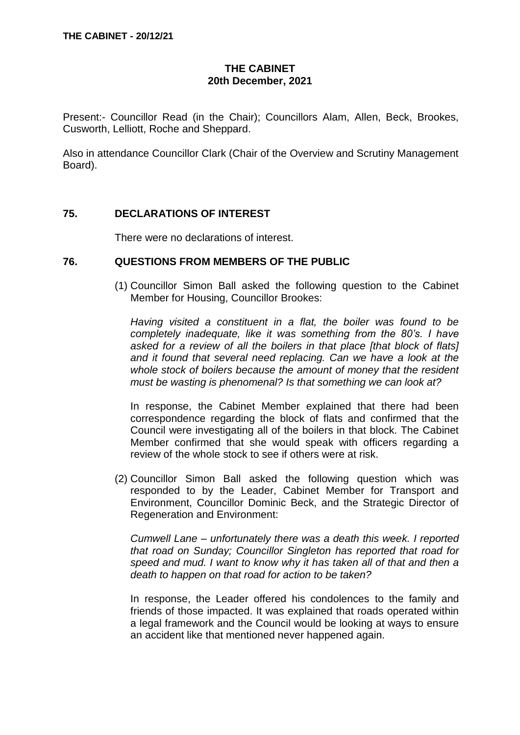# THE CABINET
## 20th December, 2021

Present:- Councillor Read (in the Chair); Councillors Alam, Allen, Beck, Brookes, Cusworth, Lelliott, Roche and Sheppard.

Also in attendance Councillor Clark (Chair of the Overview and Scrutiny Management Board).

### 75. DECLARATIONS OF INTEREST

There were no declarations of interest.

### 76. QUESTIONS FROM MEMBERS OF THE PUBLIC

(1) Councillor Simon Ball asked the following question to the Cabinet Member for Housing, Councillor Brookes:

*Having visited a constituent in a flat, the boiler was found to be completely inadequate, like it was something from the 80's. I have asked for a review of all the boilers in that place [that block of flats] and it found that several need replacing. Can we have a look at the whole stock of boilers because the amount of money that the resident must be wasting is phenomenal? Is that something we can look at?*

In response, the Cabinet Member explained that there had been correspondence regarding the block of flats and confirmed that the Council were investigating all of the boilers in that block. The Cabinet Member confirmed that she would speak with officers regarding a review of the whole stock to see if others were at risk.

(2) Councillor Simon Ball asked the following question which was responded to by the Leader, Cabinet Member for Transport and Environment, Councillor Dominic Beck, and the Strategic Director of Regeneration and Environment:

*Cumwell Lane – unfortunately there was a death this week. I reported that road on Sunday; Councillor Singleton has reported that road for speed and mud. I want to know why it has taken all of that and then a death to happen on that road for action to be taken?*

In response, the Leader offered his condolences to the family and friends of those impacted. It was explained that roads operated within a legal framework and the Council would be looking at ways to ensure an accident like that mentioned never happened again.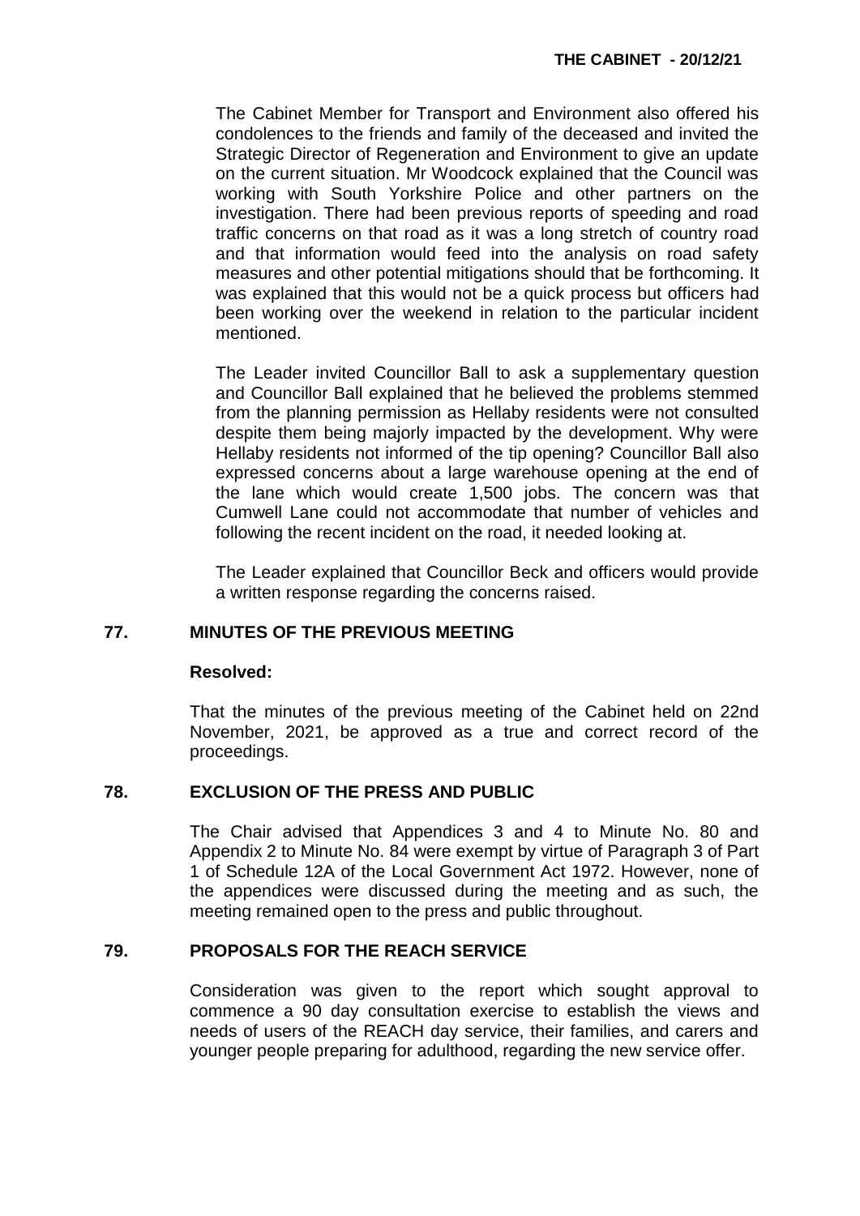The Cabinet Member for Transport and Environment also offered his condolences to the friends and family of the deceased and invited the Strategic Director of Regeneration and Environment to give an update on the current situation. Mr Woodcock explained that the Council was working with South Yorkshire Police and other partners on the investigation. There had been previous reports of speeding and road traffic concerns on that road as it was a long stretch of country road and that information would feed into the analysis on road safety measures and other potential mitigations should that be forthcoming. It was explained that this would not be a quick process but officers had been working over the weekend in relation to the particular incident mentioned.

The Leader invited Councillor Ball to ask a supplementary question and Councillor Ball explained that he believed the problems stemmed from the planning permission as Hellaby residents were not consulted despite them being majorly impacted by the development. Why were Hellaby residents not informed of the tip opening? Councillor Ball also expressed concerns about a large warehouse opening at the end of the lane which would create 1,500 jobs. The concern was that Cumwell Lane could not accommodate that number of vehicles and following the recent incident on the road, it needed looking at.

The Leader explained that Councillor Beck and officers would provide a written response regarding the concerns raised.

## 77. MINUTES OF THE PREVIOUS MEETING

**Resolved:**

That the minutes of the previous meeting of the Cabinet held on 22nd November, 2021, be approved as a true and correct record of the proceedings.

## 78. EXCLUSION OF THE PRESS AND PUBLIC

The Chair advised that Appendices 3 and 4 to Minute No. 80 and Appendix 2 to Minute No. 84 were exempt by virtue of Paragraph 3 of Part 1 of Schedule 12A of the Local Government Act 1972. However, none of the appendices were discussed during the meeting and as such, the meeting remained open to the press and public throughout.

## 79. PROPOSALS FOR THE REACH SERVICE

Consideration was given to the report which sought approval to commence a 90 day consultation exercise to establish the views and needs of users of the REACH day service, their families, and carers and younger people preparing for adulthood, regarding the new service offer.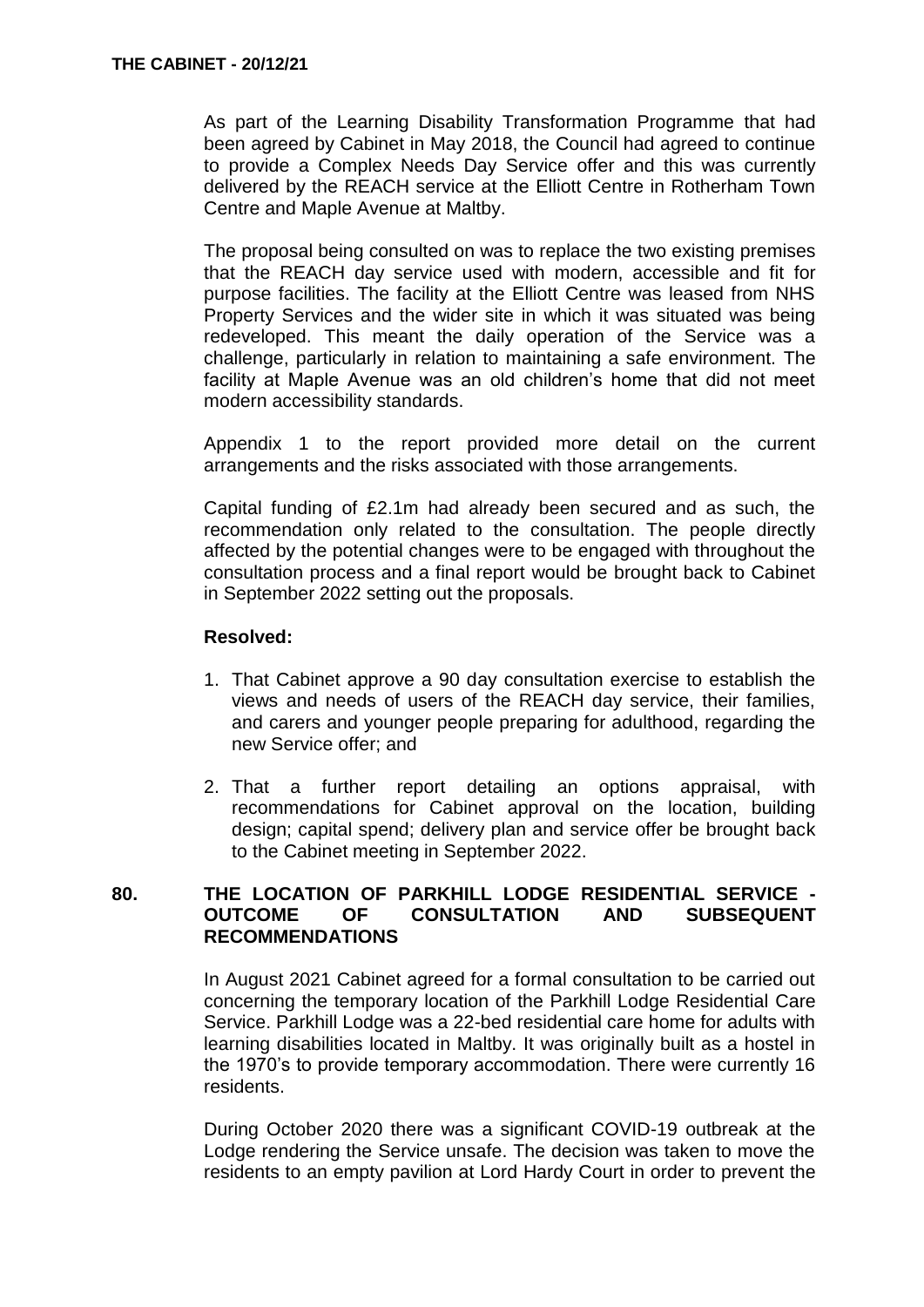As part of the Learning Disability Transformation Programme that had been agreed by Cabinet in May 2018, the Council had agreed to continue to provide a Complex Needs Day Service offer and this was currently delivered by the REACH service at the Elliott Centre in Rotherham Town Centre and Maple Avenue at Maltby.

The proposal being consulted on was to replace the two existing premises that the REACH day service used with modern, accessible and fit for purpose facilities. The facility at the Elliott Centre was leased from NHS Property Services and the wider site in which it was situated was being redeveloped. This meant the daily operation of the Service was a challenge, particularly in relation to maintaining a safe environment. The facility at Maple Avenue was an old children's home that did not meet modern accessibility standards.

Appendix 1 to the report provided more detail on the current arrangements and the risks associated with those arrangements.

Capital funding of £2.1m had already been secured and as such, the recommendation only related to the consultation. The people directly affected by the potential changes were to be engaged with throughout the consultation process and a final report would be brought back to Cabinet in September 2022 setting out the proposals.

**Resolved:**

1. That Cabinet approve a 90 day consultation exercise to establish the views and needs of users of the REACH day service, their families, and carers and younger people preparing for adulthood, regarding the new Service offer; and
2. That a further report detailing an options appraisal, with recommendations for Cabinet approval on the location, building design; capital spend; delivery plan and service offer be brought back to the Cabinet meeting in September 2022.

## 80. THE LOCATION OF PARKHILL LODGE RESIDENTIAL SERVICE - OUTCOME OF CONSULTATION AND SUBSEQUENT RECOMMENDATIONS

In August 2021 Cabinet agreed for a formal consultation to be carried out concerning the temporary location of the Parkhill Lodge Residential Care Service. Parkhill Lodge was a 22-bed residential care home for adults with learning disabilities located in Maltby. It was originally built as a hostel in the 1970's to provide temporary accommodation. There were currently 16 residents.

During October 2020 there was a significant COVID-19 outbreak at the Lodge rendering the Service unsafe. The decision was taken to move the residents to an empty pavilion at Lord Hardy Court in order to prevent the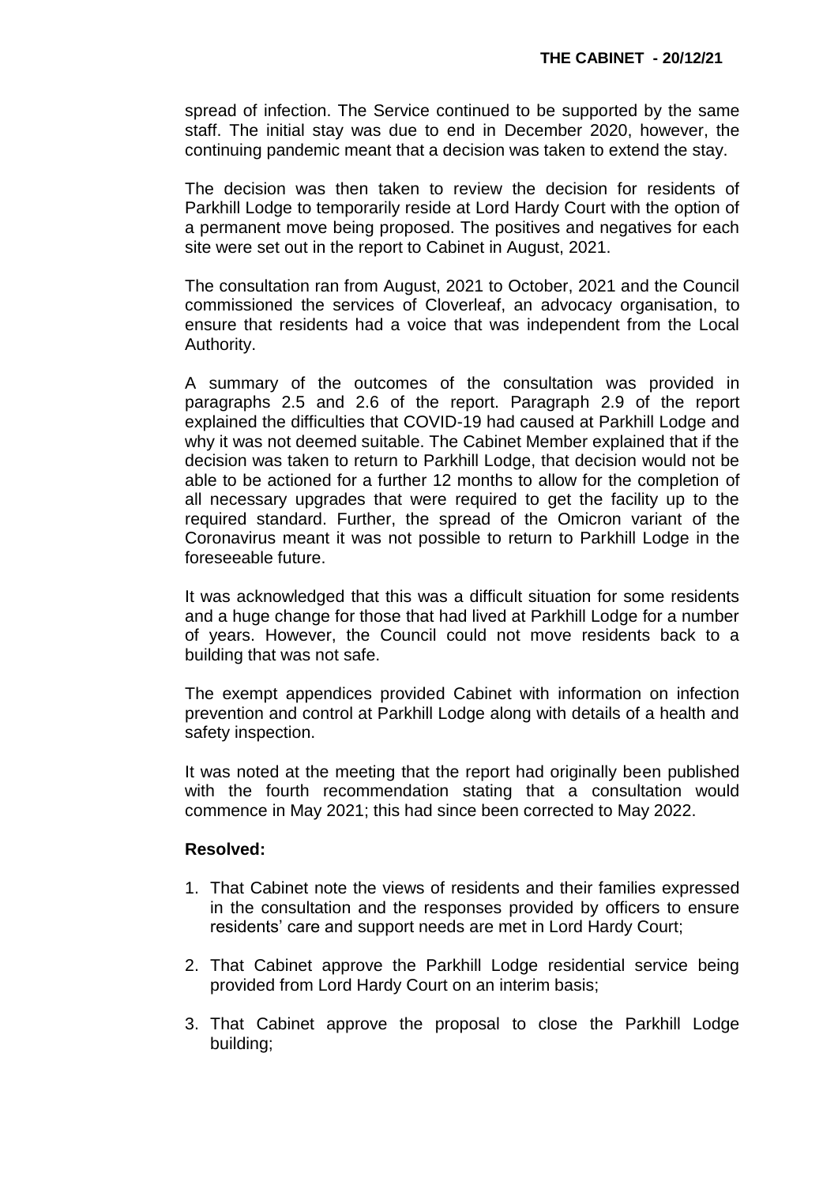spread of infection. The Service continued to be supported by the same staff. The initial stay was due to end in December 2020, however, the continuing pandemic meant that a decision was taken to extend the stay.

The decision was then taken to review the decision for residents of Parkhill Lodge to temporarily reside at Lord Hardy Court with the option of a permanent move being proposed. The positives and negatives for each site were set out in the report to Cabinet in August, 2021.

The consultation ran from August, 2021 to October, 2021 and the Council commissioned the services of Cloverleaf, an advocacy organisation, to ensure that residents had a voice that was independent from the Local Authority.

A summary of the outcomes of the consultation was provided in paragraphs 2.5 and 2.6 of the report. Paragraph 2.9 of the report explained the difficulties that COVID-19 had caused at Parkhill Lodge and why it was not deemed suitable. The Cabinet Member explained that if the decision was taken to return to Parkhill Lodge, that decision would not be able to be actioned for a further 12 months to allow for the completion of all necessary upgrades that were required to get the facility up to the required standard. Further, the spread of the Omicron variant of the Coronavirus meant it was not possible to return to Parkhill Lodge in the foreseeable future.

It was acknowledged that this was a difficult situation for some residents and a huge change for those that had lived at Parkhill Lodge for a number of years. However, the Council could not move residents back to a building that was not safe.

The exempt appendices provided Cabinet with information on infection prevention and control at Parkhill Lodge along with details of a health and safety inspection.

It was noted at the meeting that the report had originally been published with the fourth recommendation stating that a consultation would commence in May 2021; this had since been corrected to May 2022.

**Resolved:**

1. That Cabinet note the views of residents and their families expressed in the consultation and the responses provided by officers to ensure residents' care and support needs are met in Lord Hardy Court;

2. That Cabinet approve the Parkhill Lodge residential service being provided from Lord Hardy Court on an interim basis;

3. That Cabinet approve the proposal to close the Parkhill Lodge building;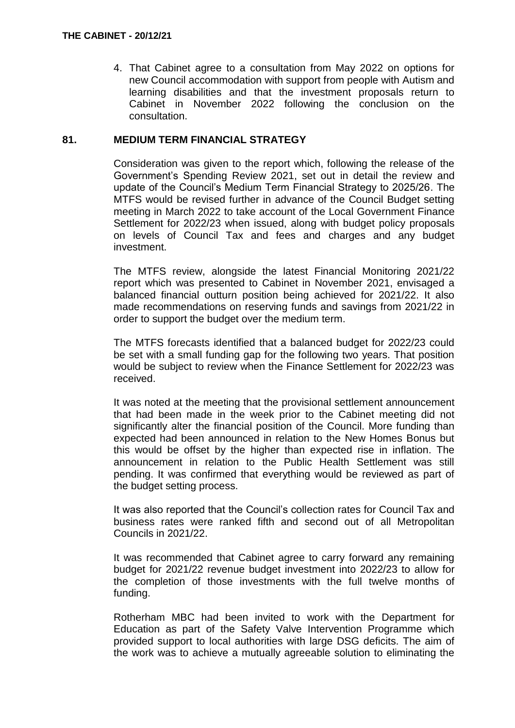4. That Cabinet agree to a consultation from May 2022 on options for new Council accommodation with support from people with Autism and learning disabilities and that the investment proposals return to Cabinet in November 2022 following the conclusion on the consultation.

## 81. MEDIUM TERM FINANCIAL STRATEGY

Consideration was given to the report which, following the release of the Government's Spending Review 2021, set out in detail the review and update of the Council's Medium Term Financial Strategy to 2025/26. The MTFS would be revised further in advance of the Council Budget setting meeting in March 2022 to take account of the Local Government Finance Settlement for 2022/23 when issued, along with budget policy proposals on levels of Council Tax and fees and charges and any budget investment.

The MTFS review, alongside the latest Financial Monitoring 2021/22 report which was presented to Cabinet in November 2021, envisaged a balanced financial outturn position being achieved for 2021/22. It also made recommendations on reserving funds and savings from 2021/22 in order to support the budget over the medium term.

The MTFS forecasts identified that a balanced budget for 2022/23 could be set with a small funding gap for the following two years. That position would be subject to review when the Finance Settlement for 2022/23 was received.

It was noted at the meeting that the provisional settlement announcement that had been made in the week prior to the Cabinet meeting did not significantly alter the financial position of the Council. More funding than expected had been announced in relation to the New Homes Bonus but this would be offset by the higher than expected rise in inflation. The announcement in relation to the Public Health Settlement was still pending. It was confirmed that everything would be reviewed as part of the budget setting process.

It was also reported that the Council's collection rates for Council Tax and business rates were ranked fifth and second out of all Metropolitan Councils in 2021/22.

It was recommended that Cabinet agree to carry forward any remaining budget for 2021/22 revenue budget investment into 2022/23 to allow for the completion of those investments with the full twelve months of funding.

Rotherham MBC had been invited to work with the Department for Education as part of the Safety Valve Intervention Programme which provided support to local authorities with large DSG deficits. The aim of the work was to achieve a mutually agreeable solution to eliminating the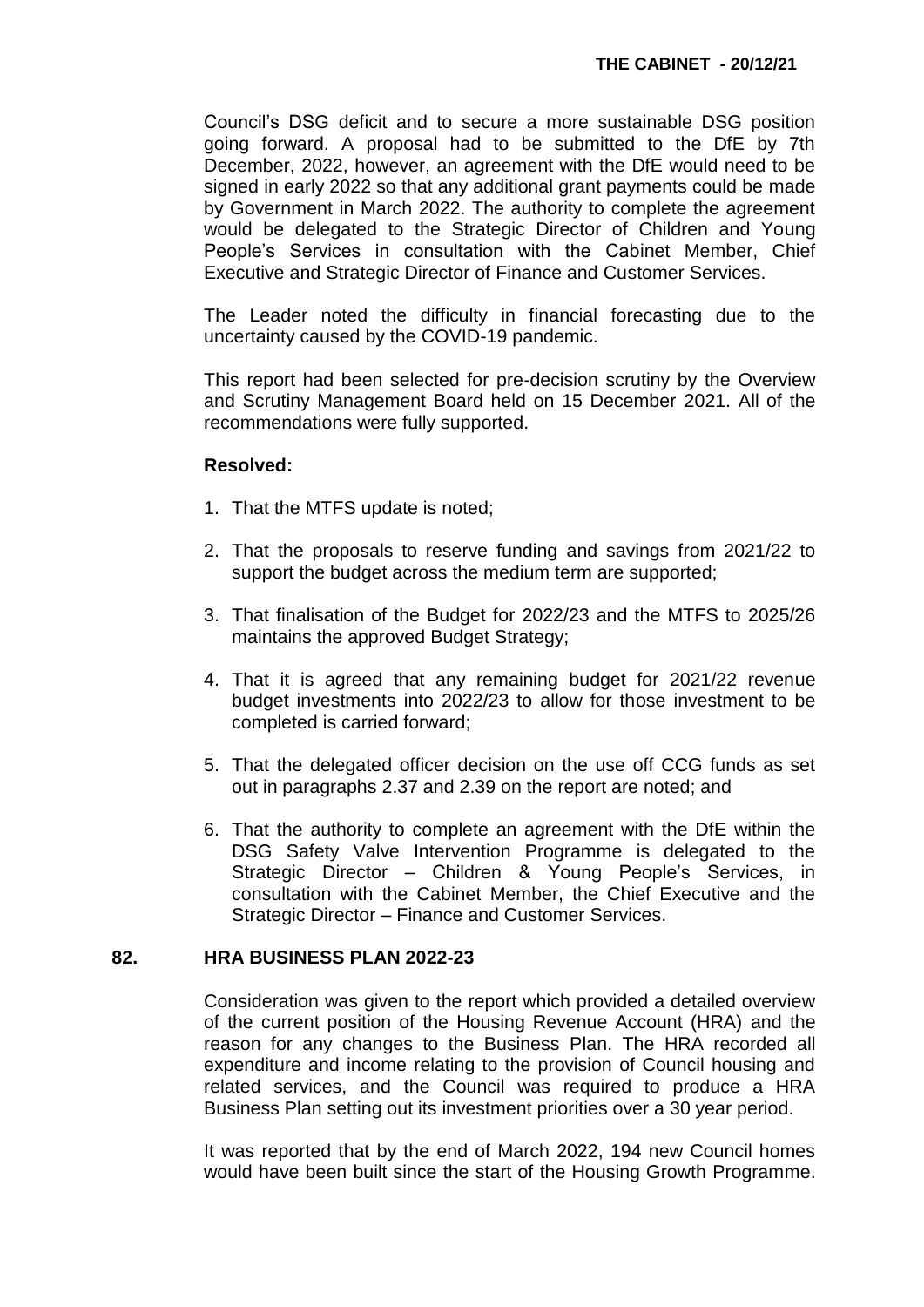Council's DSG deficit and to secure a more sustainable DSG position going forward. A proposal had to be submitted to the DfE by 7th December, 2022, however, an agreement with the DfE would need to be signed in early 2022 so that any additional grant payments could be made by Government in March 2022. The authority to complete the agreement would be delegated to the Strategic Director of Children and Young People's Services in consultation with the Cabinet Member, Chief Executive and Strategic Director of Finance and Customer Services.

The Leader noted the difficulty in financial forecasting due to the uncertainty caused by the COVID-19 pandemic.

This report had been selected for pre-decision scrutiny by the Overview and Scrutiny Management Board held on 15 December 2021. All of the recommendations were fully supported.

**Resolved:**

1. That the MTFS update is noted;

2. That the proposals to reserve funding and savings from 2021/22 to support the budget across the medium term are supported;

3. That finalisation of the Budget for 2022/23 and the MTFS to 2025/26 maintains the approved Budget Strategy;

4. That it is agreed that any remaining budget for 2021/22 revenue budget investments into 2022/23 to allow for those investment to be completed is carried forward;

5. That the delegated officer decision on the use off CCG funds as set out in paragraphs 2.37 and 2.39 on the report are noted; and

6. That the authority to complete an agreement with the DfE within the DSG Safety Valve Intervention Programme is delegated to the Strategic Director – Children & Young People's Services, in consultation with the Cabinet Member, the Chief Executive and the Strategic Director – Finance and Customer Services.

## 82. HRA BUSINESS PLAN 2022-23

Consideration was given to the report which provided a detailed overview of the current position of the Housing Revenue Account (HRA) and the reason for any changes to the Business Plan. The HRA recorded all expenditure and income relating to the provision of Council housing and related services, and the Council was required to produce a HRA Business Plan setting out its investment priorities over a 30 year period.

It was reported that by the end of March 2022, 194 new Council homes would have been built since the start of the Housing Growth Programme.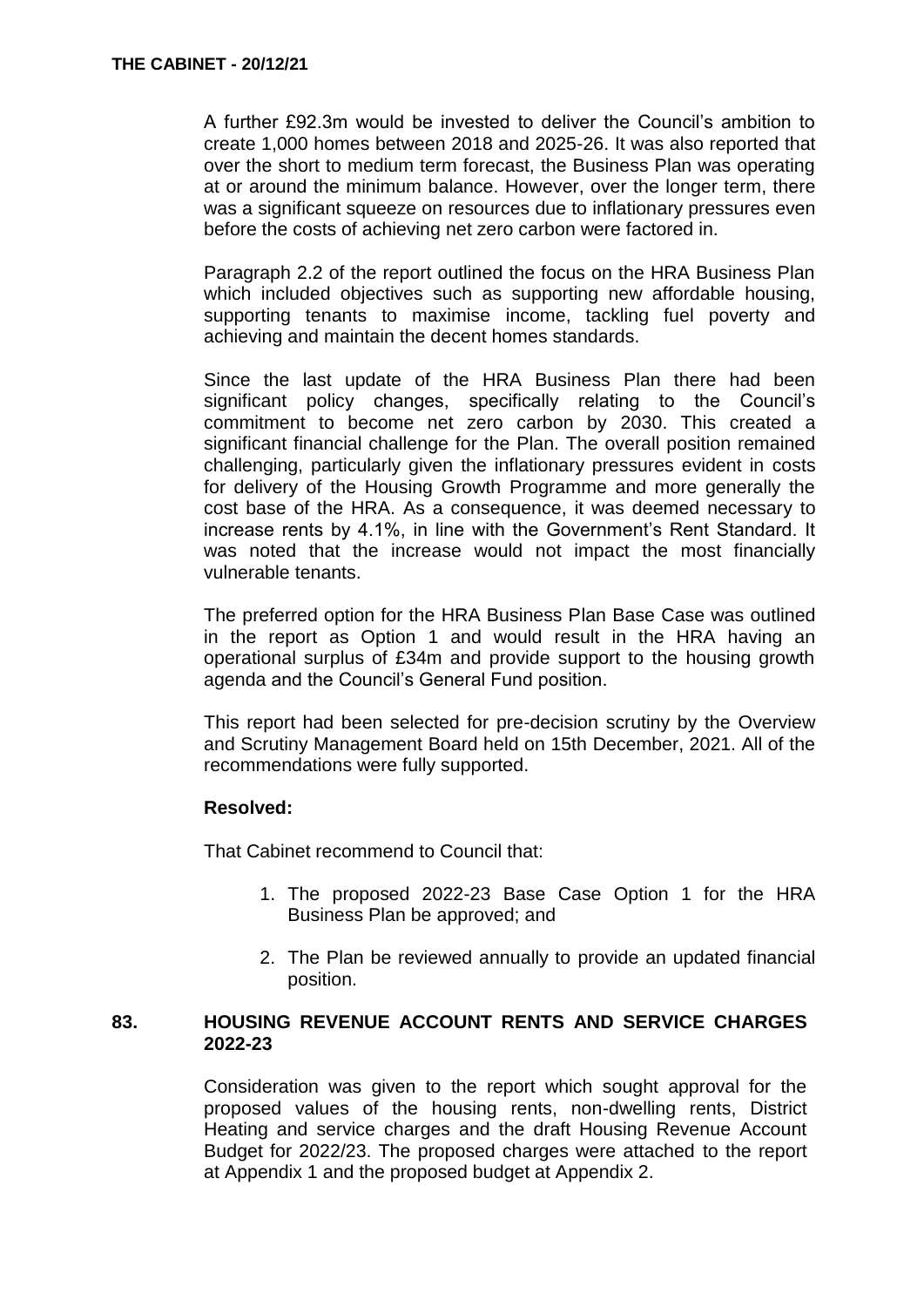A further £92.3m would be invested to deliver the Council's ambition to create 1,000 homes between 2018 and 2025-26. It was also reported that over the short to medium term forecast, the Business Plan was operating at or around the minimum balance. However, over the longer term, there was a significant squeeze on resources due to inflationary pressures even before the costs of achieving net zero carbon were factored in.

Paragraph 2.2 of the report outlined the focus on the HRA Business Plan which included objectives such as supporting new affordable housing, supporting tenants to maximise income, tackling fuel poverty and achieving and maintain the decent homes standards.

Since the last update of the HRA Business Plan there had been significant policy changes, specifically relating to the Council's commitment to become net zero carbon by 2030. This created a significant financial challenge for the Plan. The overall position remained challenging, particularly given the inflationary pressures evident in costs for delivery of the Housing Growth Programme and more generally the cost base of the HRA. As a consequence, it was deemed necessary to increase rents by 4.1%, in line with the Government's Rent Standard. It was noted that the increase would not impact the most financially vulnerable tenants.

The preferred option for the HRA Business Plan Base Case was outlined in the report as Option 1 and would result in the HRA having an operational surplus of £34m and provide support to the housing growth agenda and the Council's General Fund position.

This report had been selected for pre-decision scrutiny by the Overview and Scrutiny Management Board held on 15th December, 2021. All of the recommendations were fully supported.

**Resolved:**

That Cabinet recommend to Council that:

1. The proposed 2022-23 Base Case Option 1 for the HRA Business Plan be approved; and
2. The Plan be reviewed annually to provide an updated financial position.

## 83. HOUSING REVENUE ACCOUNT RENTS AND SERVICE CHARGES 2022-23

Consideration was given to the report which sought approval for the proposed values of the housing rents, non-dwelling rents, District Heating and service charges and the draft Housing Revenue Account Budget for 2022/23. The proposed charges were attached to the report at Appendix 1 and the proposed budget at Appendix 2.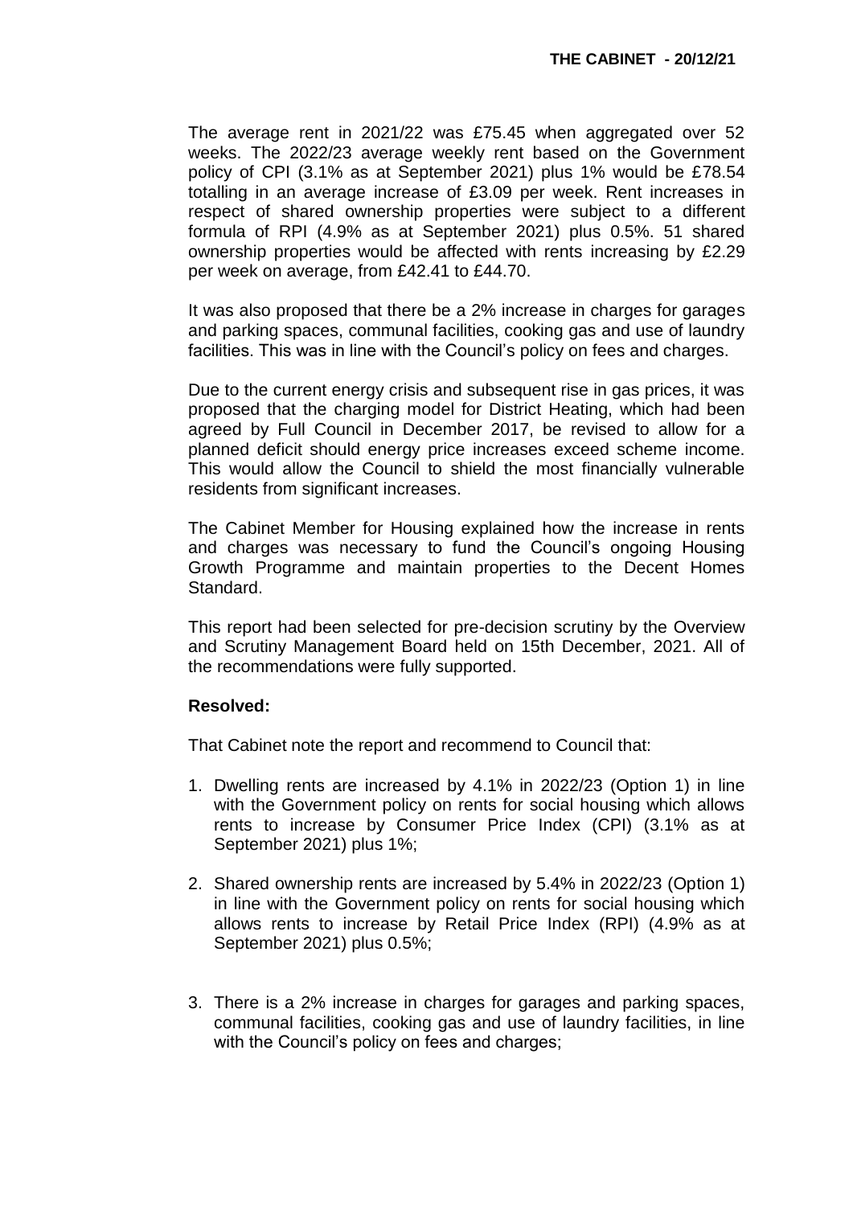The average rent in 2021/22 was £75.45 when aggregated over 52 weeks. The 2022/23 average weekly rent based on the Government policy of CPI (3.1% as at September 2021) plus 1% would be £78.54 totalling in an average increase of £3.09 per week. Rent increases in respect of shared ownership properties were subject to a different formula of RPI (4.9% as at September 2021) plus 0.5%. 51 shared ownership properties would be affected with rents increasing by £2.29 per week on average, from £42.41 to £44.70.

It was also proposed that there be a 2% increase in charges for garages and parking spaces, communal facilities, cooking gas and use of laundry facilities. This was in line with the Council's policy on fees and charges.

Due to the current energy crisis and subsequent rise in gas prices, it was proposed that the charging model for District Heating, which had been agreed by Full Council in December 2017, be revised to allow for a planned deficit should energy price increases exceed scheme income. This would allow the Council to shield the most financially vulnerable residents from significant increases.

The Cabinet Member for Housing explained how the increase in rents and charges was necessary to fund the Council's ongoing Housing Growth Programme and maintain properties to the Decent Homes Standard.

This report had been selected for pre-decision scrutiny by the Overview and Scrutiny Management Board held on 15th December, 2021. All of the recommendations were fully supported.

**Resolved:**

That Cabinet note the report and recommend to Council that:

1. Dwelling rents are increased by 4.1% in 2022/23 (Option 1) in line with the Government policy on rents for social housing which allows rents to increase by Consumer Price Index (CPI) (3.1% as at September 2021) plus 1%;

2. Shared ownership rents are increased by 5.4% in 2022/23 (Option 1) in line with the Government policy on rents for social housing which allows rents to increase by Retail Price Index (RPI) (4.9% as at September 2021) plus 0.5%;

3. There is a 2% increase in charges for garages and parking spaces, communal facilities, cooking gas and use of laundry facilities, in line with the Council's policy on fees and charges;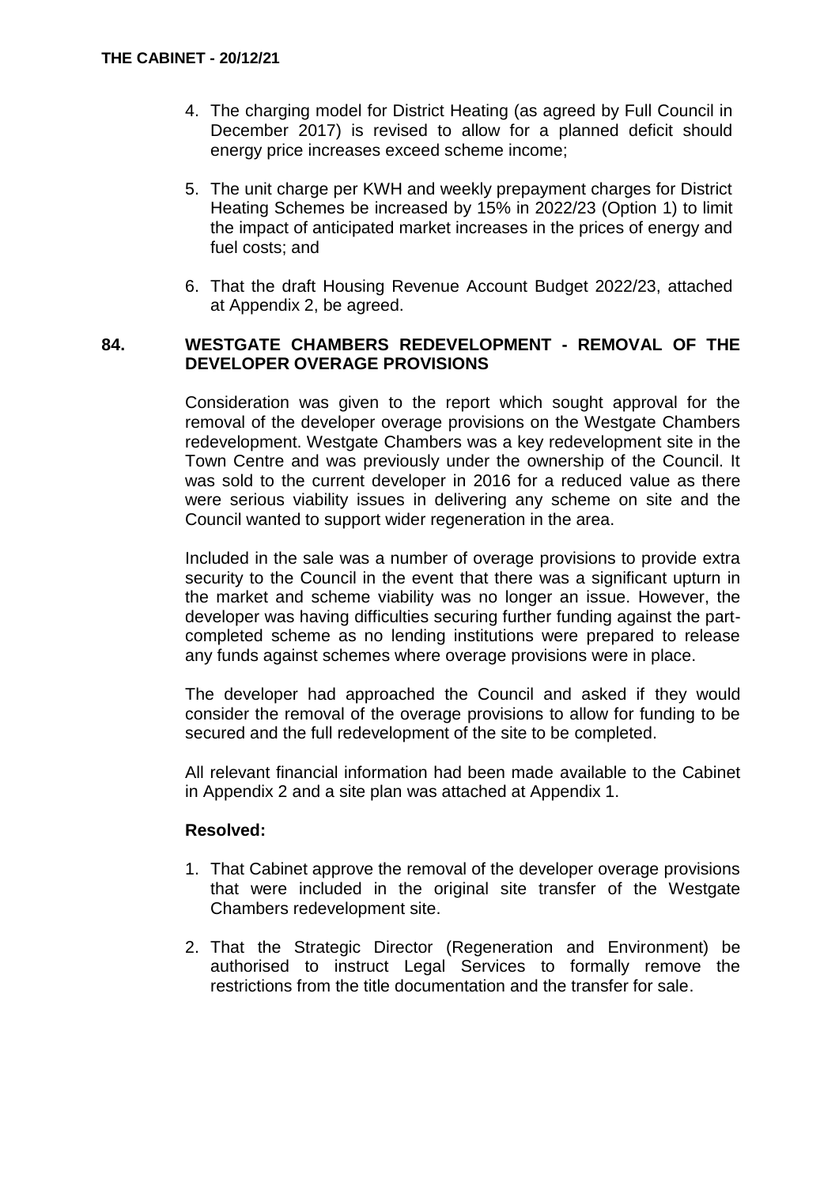4. The charging model for District Heating (as agreed by Full Council in December 2017) is revised to allow for a planned deficit should energy price increases exceed scheme income;

5. The unit charge per KWH and weekly prepayment charges for District Heating Schemes be increased by 15% in 2022/23 (Option 1) to limit the impact of anticipated market increases in the prices of energy and fuel costs; and

6. That the draft Housing Revenue Account Budget 2022/23, attached at Appendix 2, be agreed.

## 84. WESTGATE CHAMBERS REDEVELOPMENT - REMOVAL OF THE DEVELOPER OVERAGE PROVISIONS

Consideration was given to the report which sought approval for the removal of the developer overage provisions on the Westgate Chambers redevelopment. Westgate Chambers was a key redevelopment site in the Town Centre and was previously under the ownership of the Council. It was sold to the current developer in 2016 for a reduced value as there were serious viability issues in delivering any scheme on site and the Council wanted to support wider regeneration in the area.

Included in the sale was a number of overage provisions to provide extra security to the Council in the event that there was a significant upturn in the market and scheme viability was no longer an issue. However, the developer was having difficulties securing further funding against the part-completed scheme as no lending institutions were prepared to release any funds against schemes where overage provisions were in place.

The developer had approached the Council and asked if they would consider the removal of the overage provisions to allow for funding to be secured and the full redevelopment of the site to be completed.

All relevant financial information had been made available to the Cabinet in Appendix 2 and a site plan was attached at Appendix 1.

**Resolved:**

1. That Cabinet approve the removal of the developer overage provisions that were included in the original site transfer of the Westgate Chambers redevelopment site.

2. That the Strategic Director (Regeneration and Environment) be authorised to instruct Legal Services to formally remove the restrictions from the title documentation and the transfer for sale.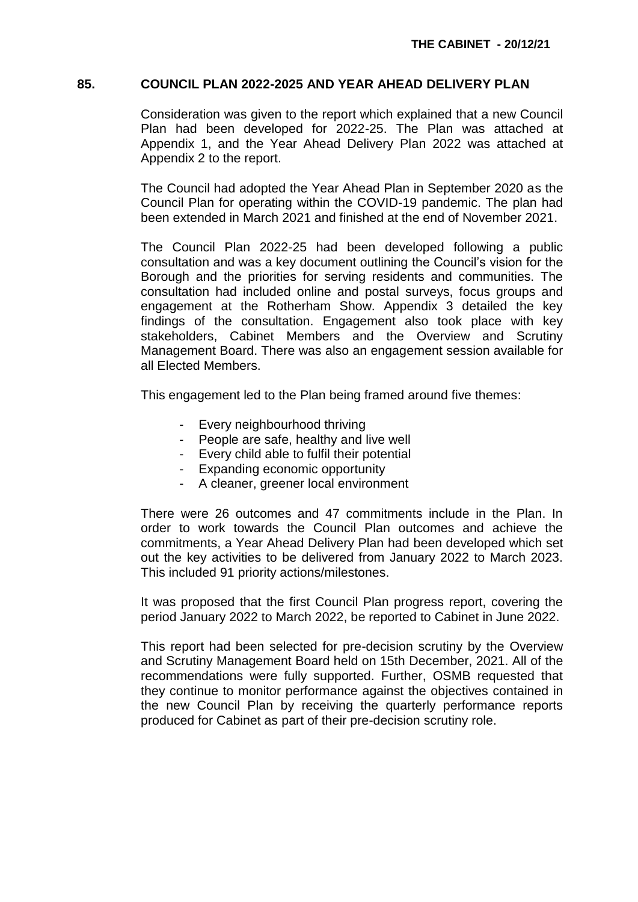## 85. COUNCIL PLAN 2022-2025 AND YEAR AHEAD DELIVERY PLAN

Consideration was given to the report which explained that a new Council Plan had been developed for 2022-25. The Plan was attached at Appendix 1, and the Year Ahead Delivery Plan 2022 was attached at Appendix 2 to the report.

The Council had adopted the Year Ahead Plan in September 2020 as the Council Plan for operating within the COVID-19 pandemic. The plan had been extended in March 2021 and finished at the end of November 2021.

The Council Plan 2022-25 had been developed following a public consultation and was a key document outlining the Council's vision for the Borough and the priorities for serving residents and communities. The consultation had included online and postal surveys, focus groups and engagement at the Rotherham Show. Appendix 3 detailed the key findings of the consultation. Engagement also took place with key stakeholders, Cabinet Members and the Overview and Scrutiny Management Board. There was also an engagement session available for all Elected Members.

This engagement led to the Plan being framed around five themes:

- Every neighbourhood thriving
- People are safe, healthy and live well
- Every child able to fulfil their potential
- Expanding economic opportunity
- A cleaner, greener local environment

There were 26 outcomes and 47 commitments include in the Plan. In order to work towards the Council Plan outcomes and achieve the commitments, a Year Ahead Delivery Plan had been developed which set out the key activities to be delivered from January 2022 to March 2023. This included 91 priority actions/milestones.

It was proposed that the first Council Plan progress report, covering the period January 2022 to March 2022, be reported to Cabinet in June 2022.

This report had been selected for pre-decision scrutiny by the Overview and Scrutiny Management Board held on 15th December, 2021. All of the recommendations were fully supported. Further, OSMB requested that they continue to monitor performance against the objectives contained in the new Council Plan by receiving the quarterly performance reports produced for Cabinet as part of their pre-decision scrutiny role.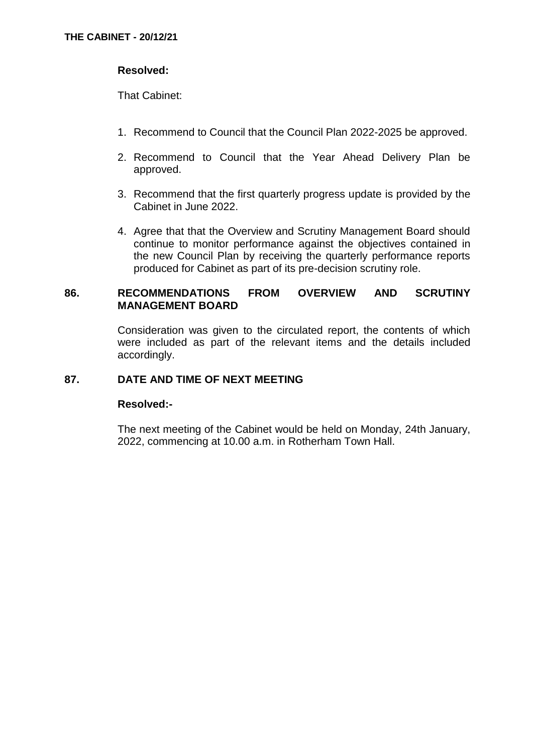**Resolved:**

That Cabinet:

1. Recommend to Council that the Council Plan 2022-2025 be approved.
2. Recommend to Council that the Year Ahead Delivery Plan be approved.
3. Recommend that the first quarterly progress update is provided by the Cabinet in June 2022.
4. Agree that that the Overview and Scrutiny Management Board should continue to monitor performance against the objectives contained in the new Council Plan by receiving the quarterly performance reports produced for Cabinet as part of its pre-decision scrutiny role.

## 86. RECOMMENDATIONS FROM OVERVIEW AND SCRUTINY MANAGEMENT BOARD

Consideration was given to the circulated report, the contents of which were included as part of the relevant items and the details included accordingly.

## 87. DATE AND TIME OF NEXT MEETING

**Resolved:-**

The next meeting of the Cabinet would be held on Monday, 24th January, 2022, commencing at 10.00 a.m. in Rotherham Town Hall.